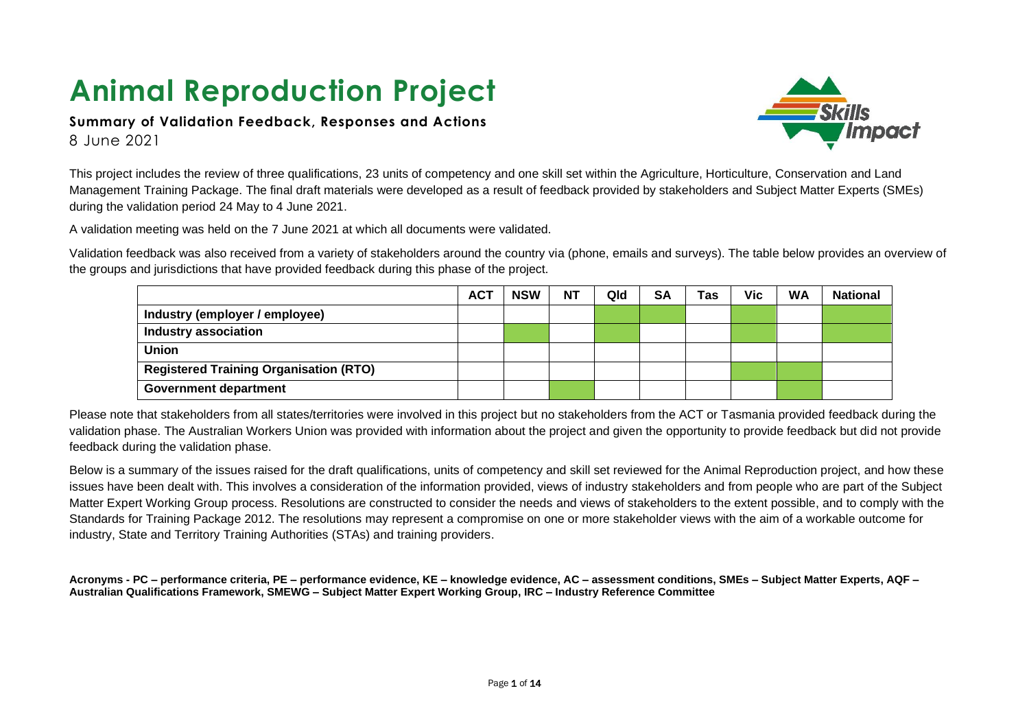# Animal Reproduction Project

**Summary of Validation Feedback, Responses and Actions**

8 June 2021

This project includes the review of three qualifications, 23 units of competency and one skill set within the Agriculture, Horticulture, Conservation and Land Management Training Package. The final draft materials were developed as a result of feedback provided by stakeholders and Subject Matter Experts (SMEs) during the validation period 24 May to 4 June 2021.

A validation meeting was held on the 7 June 2021 at which all documents were validated.

Validation feedback was also received from a variety of stakeholders around the country via (phone, emails and surveys). The table below provides an overview of the groups and jurisdictions that have provided feedback during this phase of the project.

| | ACT | NSW | NT | Qld | SA | Tas | Vic | WA | National |
|---|---|---|---|---|---|---|---|---|---|
| **Industry (employer / employee)** | | | | ✓ | ✓ | | ✓ | | ✓ |
| **Industry association** | | ✓ | | ✓ | | | ✓ | | ✓ |
| **Union** | | | | | | | | | |
| **Registered Training Organisation (RTO)** | | | | | | | ✓ | ✓ | |
| **Government department** | | | ✓ | | | | | ✓ | |

Please note that stakeholders from all states/territories were involved in this project but no stakeholders from the ACT or Tasmania provided feedback during the validation phase. The Australian Workers Union was provided with information about the project and given the opportunity to provide feedback but did not provide feedback during the validation phase.

Below is a summary of the issues raised for the draft qualifications, units of competency and skill set reviewed for the Animal Reproduction project, and how these issues have been dealt with. This involves a consideration of the information provided, views of industry stakeholders and from people who are part of the Subject Matter Expert Working Group process. Resolutions are constructed to consider the needs and views of stakeholders to the extent possible, and to comply with the Standards for Training Package 2012. The resolutions may represent a compromise on one or more stakeholder views with the aim of a workable outcome for industry, State and Territory Training Authorities (STAs) and training providers.

**Acronyms - PC – performance criteria, PE – performance evidence, KE – knowledge evidence, AC – assessment conditions, SMEs – Subject Matter Experts, AQF – Australian Qualifications Framework, SMEWG – Subject Matter Expert Working Group, IRC – Industry Reference Committee**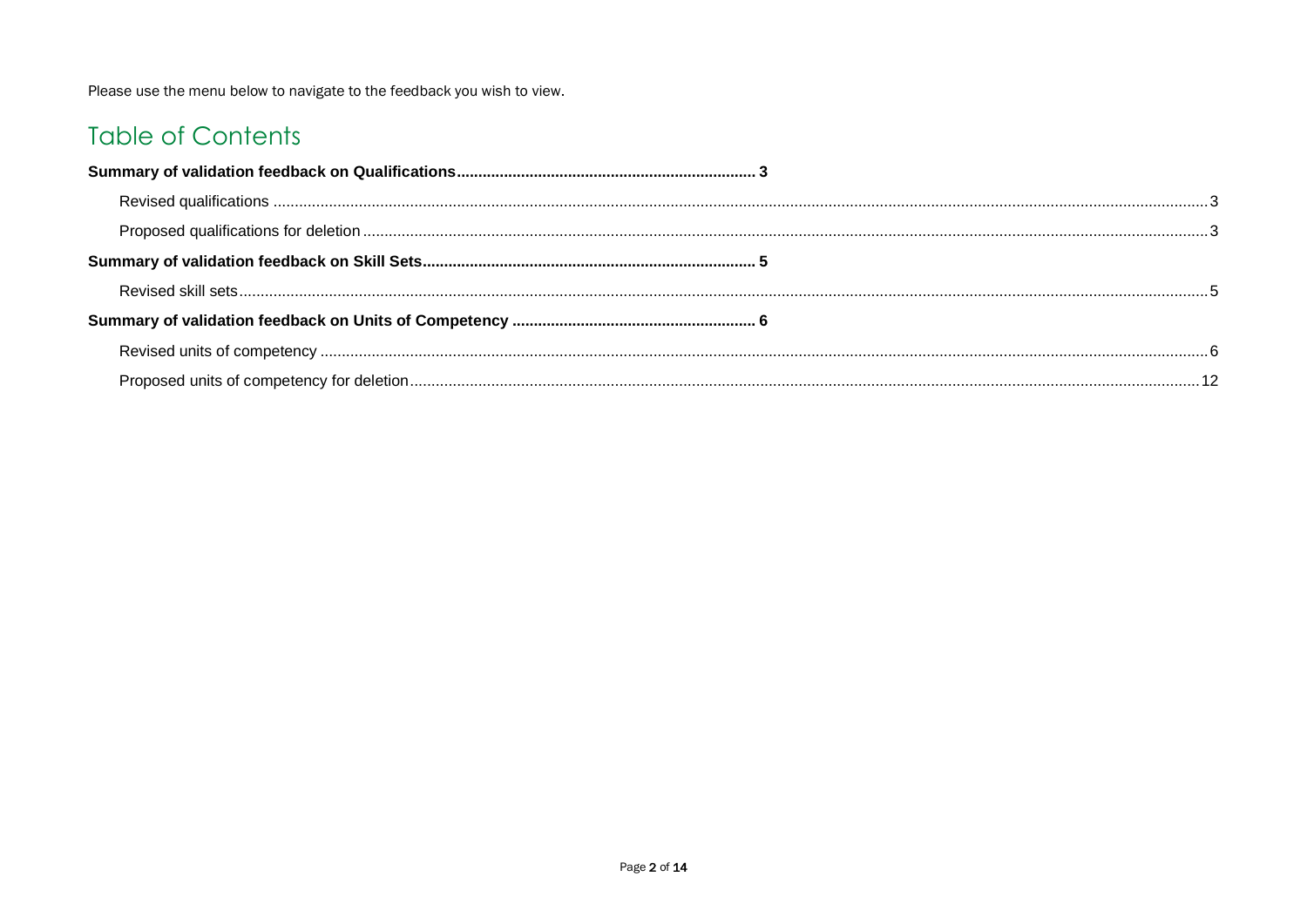Please use the menu below to navigate to the feedback you wish to view.

# Table of Contents

**Summary of validation feedback on Qualifications** ..... 3

- Revised qualifications ..... 3
- Proposed qualifications for deletion ..... 3

**Summary of validation feedback on Skill Sets** ..... 5

- Revised skill sets ..... 5

**Summary of validation feedback on Units of Competency** ..... 6

- Revised units of competency ..... 6
- Proposed units of competency for deletion ..... 12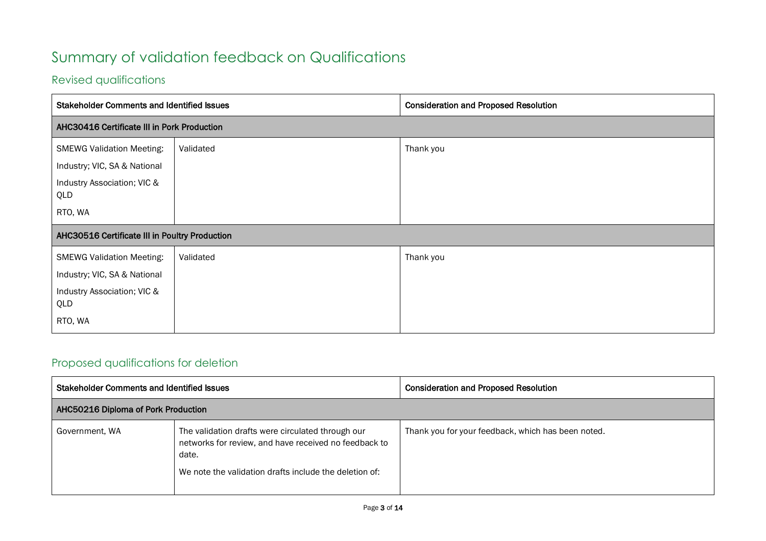# Summary of validation feedback on Qualifications

## Revised qualifications

| Stakeholder Comments and Identified Issues | | Consideration and Proposed Resolution |
|---|---|---|
| **AHC30416 Certificate III in Pork Production** | | |
| SMEWG Validation Meeting:<br>Industry; VIC, SA & National<br>Industry Association; VIC & QLD<br>RTO, WA | Validated | Thank you |
| **AHC30516 Certificate III in Poultry Production** | | |
| SMEWG Validation Meeting:<br>Industry; VIC, SA & National<br>Industry Association; VIC & QLD<br>RTO, WA | Validated | Thank you |

## Proposed qualifications for deletion

| Stakeholder Comments and Identified Issues | | Consideration and Proposed Resolution |
|---|---|---|
| **AHC50216 Diploma of Pork Production** | | |
| Government, WA | The validation drafts were circulated through our networks for review, and have received no feedback to date.<br>We note the validation drafts include the deletion of: | Thank you for your feedback, which has been noted. |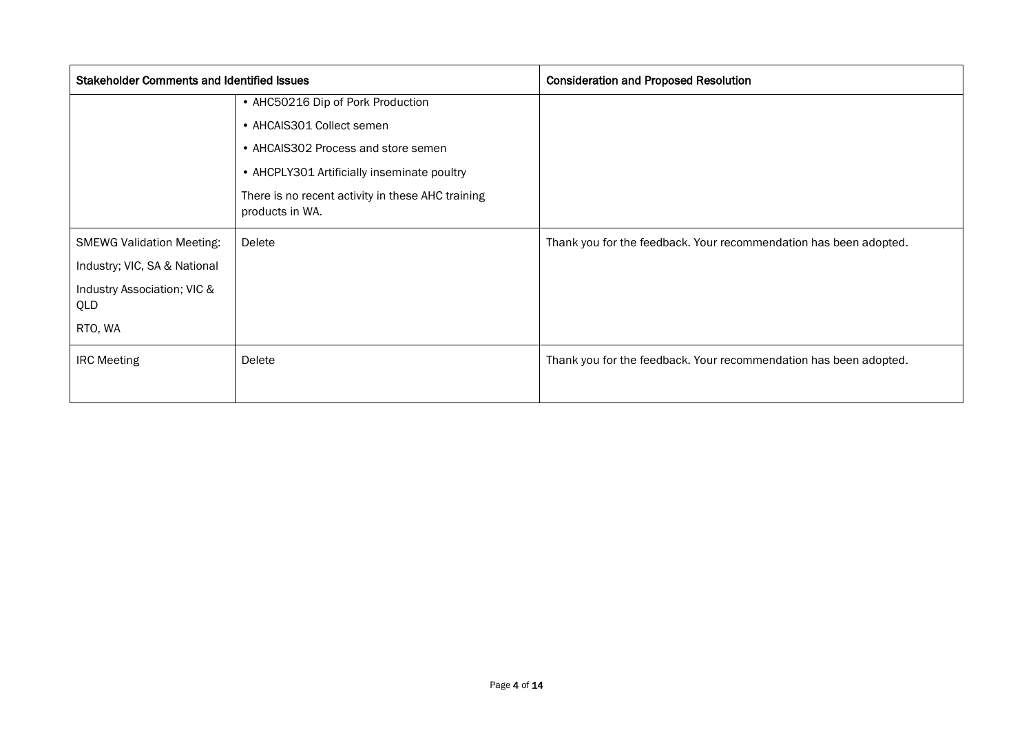| Stakeholder Comments and Identified Issues | | Consideration and Proposed Resolution |
|---|---|---|
| | • AHC50216 Dip of Pork Production<br>• AHCAIS301 Collect semen<br>• AHCAIS302 Process and store semen<br>• AHCPLY301 Artificially inseminate poultry<br>There is no recent activity in these AHC training products in WA. | |
| SMEWG Validation Meeting:<br>Industry; VIC, SA & National<br>Industry Association; VIC & QLD<br>RTO, WA | Delete | Thank you for the feedback. Your recommendation has been adopted. |
| IRC Meeting | Delete | Thank you for the feedback. Your recommendation has been adopted. |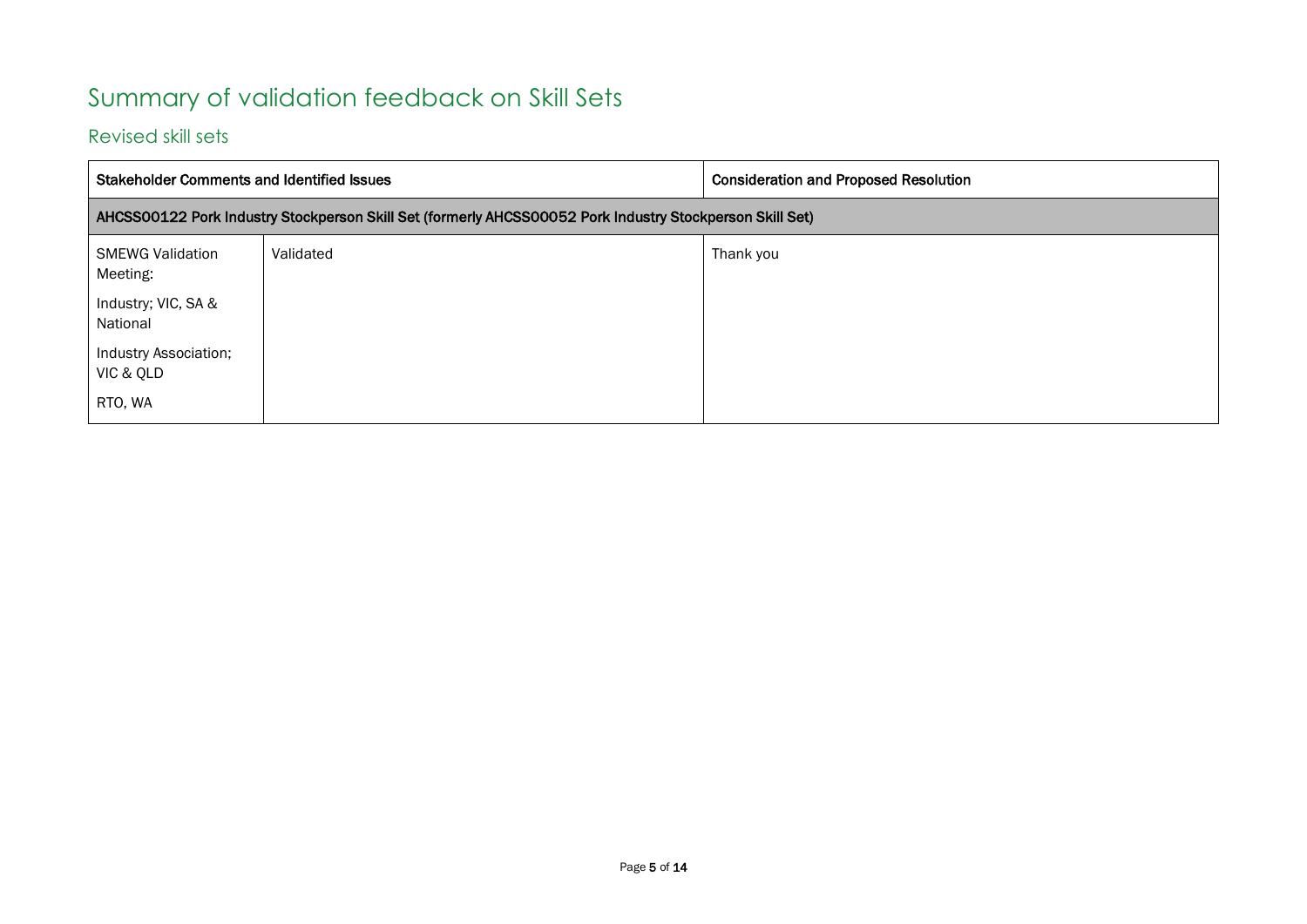# Summary of validation feedback on Skill Sets

## Revised skill sets

| Stakeholder Comments and Identified Issues | | Consideration and Proposed Resolution |
|---|---|---|
| **AHCSS00122 Pork Industry Stockperson Skill Set (formerly AHCSS00052 Pork Industry Stockperson Skill Set)** | | |
| SMEWG Validation Meeting:<br><br>Industry; VIC, SA & National<br><br>Industry Association; VIC & QLD<br><br>RTO, WA | Validated | Thank you |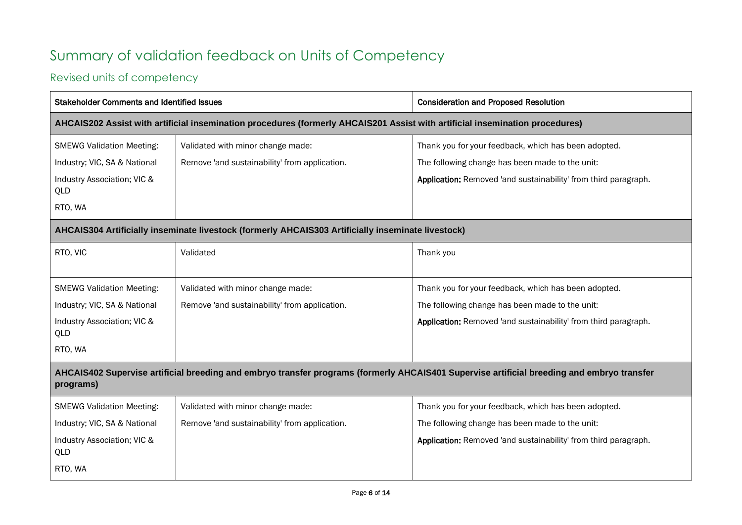# Summary of validation feedback on Units of Competency

## Revised units of competency

| Stakeholder Comments and Identified Issues | | Consideration and Proposed Resolution |
|---|---|---|
| **AHCAIS202 Assist with artificial insemination procedures (formerly AHCAIS201 Assist with artificial insemination procedures)** | | |
| SMEWG Validation Meeting:<br>Industry; VIC, SA & National<br>Industry Association; VIC & QLD<br>RTO, WA | Validated with minor change made:<br>Remove 'and sustainability' from application. | Thank you for your feedback, which has been adopted.<br>The following change has been made to the unit:<br>**Application:** Removed 'and sustainability' from third paragraph. |
| **AHCAIS304 Artificially inseminate livestock (formerly AHCAIS303 Artificially inseminate livestock)** | | |
| RTO, VIC | Validated | Thank you |
| SMEWG Validation Meeting:<br>Industry; VIC, SA & National<br>Industry Association; VIC & QLD<br>RTO, WA | Validated with minor change made:<br>Remove 'and sustainability' from application. | Thank you for your feedback, which has been adopted.<br>The following change has been made to the unit:<br>**Application:** Removed 'and sustainability' from third paragraph. |
| **AHCAIS402 Supervise artificial breeding and embryo transfer programs (formerly AHCAIS401 Supervise artificial breeding and embryo transfer programs)** | | |
| SMEWG Validation Meeting:<br>Industry; VIC, SA & National<br>Industry Association; VIC & QLD<br>RTO, WA | Validated with minor change made:<br>Remove 'and sustainability' from application. | Thank you for your feedback, which has been adopted.<br>The following change has been made to the unit:<br>**Application:** Removed 'and sustainability' from third paragraph. |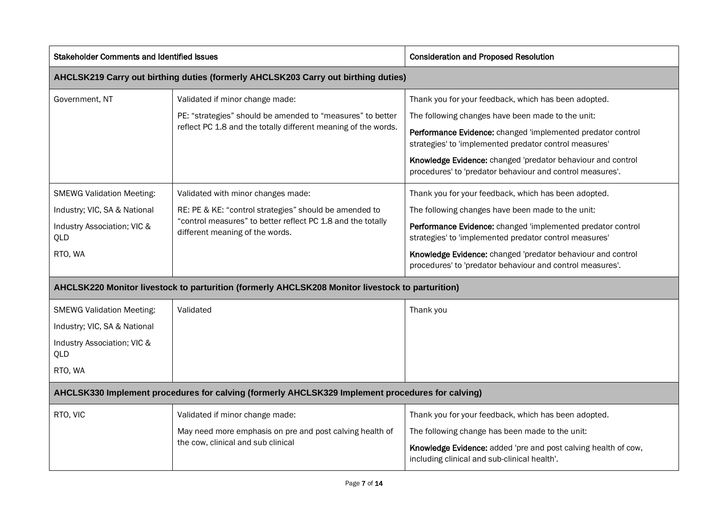| Stakeholder Comments and Identified Issues | | Consideration and Proposed Resolution |
|---|---|---|
| **AHCLSK219 Carry out birthing duties (formerly AHCLSK203 Carry out birthing duties)** | | |
| Government, NT | Validated if minor change made:<br>PE: "strategies" should be amended to "measures" to better reflect PC 1.8 and the totally different meaning of the words. | Thank you for your feedback, which has been adopted.<br>The following changes have been made to the unit:<br>**Performance Evidence:** changed 'implemented predator control strategies' to 'implemented predator control measures'<br>**Knowledge Evidence:** changed 'predator behaviour and control procedures' to 'predator behaviour and control measures'. |
| SMEWG Validation Meeting:<br>Industry; VIC, SA & National<br>Industry Association; VIC & QLD<br>RTO, WA | Validated with minor changes made:<br>RE: PE & KE: "control strategies" should be amended to "control measures" to better reflect PC 1.8 and the totally different meaning of the words. | Thank you for your feedback, which has been adopted.<br>The following changes have been made to the unit:<br>**Performance Evidence:** changed 'implemented predator control strategies' to 'implemented predator control measures'<br>**Knowledge Evidence:** changed 'predator behaviour and control procedures' to 'predator behaviour and control measures'. |
| **AHCLSK220 Monitor livestock to parturition (formerly AHCLSK208 Monitor livestock to parturition)** | | |
| SMEWG Validation Meeting:<br>Industry; VIC, SA & National<br>Industry Association; VIC & QLD<br>RTO, WA | Validated | Thank you |
| **AHCLSK330 Implement procedures for calving (formerly AHCLSK329 Implement procedures for calving)** | | |
| RTO, VIC | Validated if minor change made:<br>May need more emphasis on pre and post calving health of the cow, clinical and sub clinical | Thank you for your feedback, which has been adopted.<br>The following change has been made to the unit:<br>**Knowledge Evidence:** added 'pre and post calving health of cow, including clinical and sub-clinical health'. |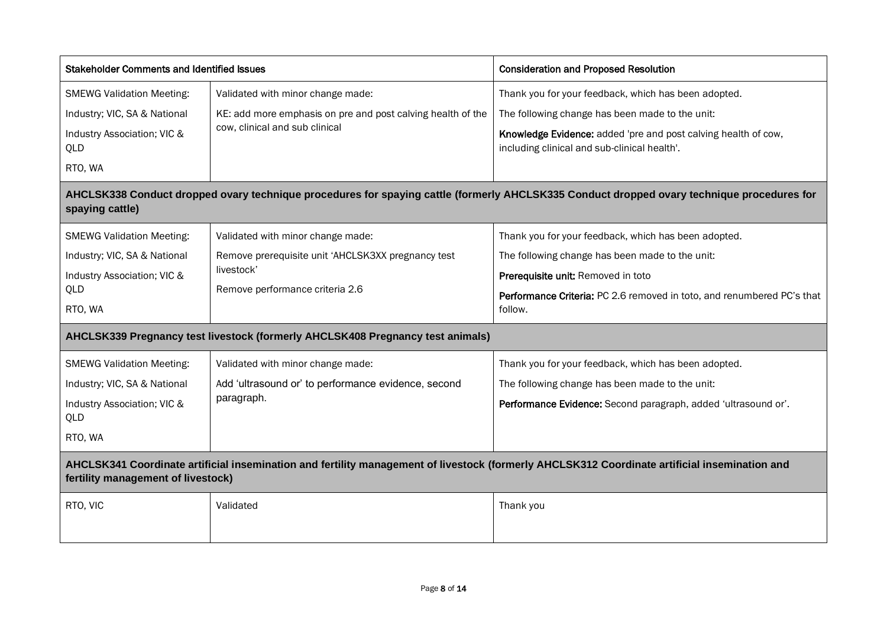| Stakeholder Comments and Identified Issues | | Consideration and Proposed Resolution |
|---|---|---|
| SMEWG Validation Meeting:<br>Industry; VIC, SA & National<br>Industry Association; VIC & QLD<br>RTO, WA | Validated with minor change made:<br>KE: add more emphasis on pre and post calving health of the cow, clinical and sub clinical | Thank you for your feedback, which has been adopted.<br>The following change has been made to the unit:<br>**Knowledge Evidence:** added 'pre and post calving health of cow, including clinical and sub-clinical health'. |
| **AHCLSK338 Conduct dropped ovary technique procedures for spaying cattle (formerly AHCLSK335 Conduct dropped ovary technique procedures for spaying cattle)** | | |
| SMEWG Validation Meeting:<br>Industry; VIC, SA & National<br>Industry Association; VIC & QLD<br>RTO, WA | Validated with minor change made:<br>Remove prerequisite unit 'AHCLSK3XX pregnancy test livestock'<br>Remove performance criteria 2.6 | Thank you for your feedback, which has been adopted.<br>The following change has been made to the unit:<br>**Prerequisite unit:** Removed in toto<br>**Performance Criteria:** PC 2.6 removed in toto, and renumbered PC's that follow. |
| **AHCLSK339 Pregnancy test livestock (formerly AHCLSK408 Pregnancy test animals)** | | |
| SMEWG Validation Meeting:<br>Industry; VIC, SA & National<br>Industry Association; VIC & QLD<br>RTO, WA | Validated with minor change made:<br>Add 'ultrasound or' to performance evidence, second paragraph. | Thank you for your feedback, which has been adopted.<br>The following change has been made to the unit:<br>**Performance Evidence:** Second paragraph, added 'ultrasound or'. |
| **AHCLSK341 Coordinate artificial insemination and fertility management of livestock (formerly AHCLSK312 Coordinate artificial insemination and fertility management of livestock)** | | |
| RTO, VIC | Validated | Thank you |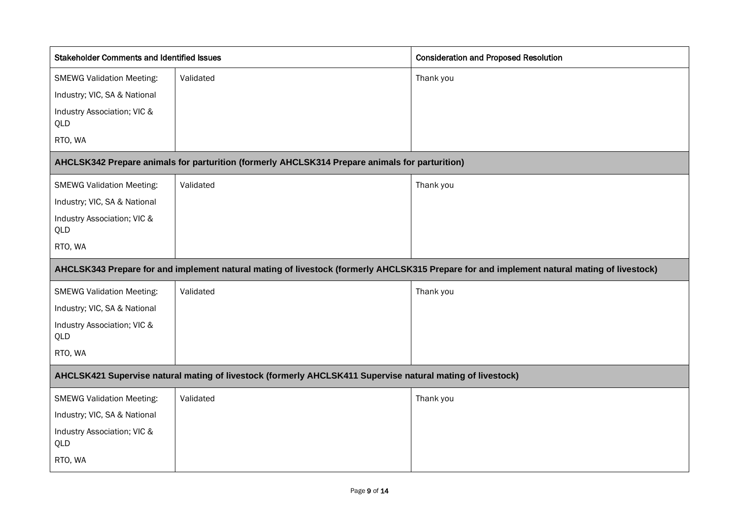| Stakeholder Comments and Identified Issues | | Consideration and Proposed Resolution |
|---|---|---|
| SMEWG Validation Meeting:<br>Industry; VIC, SA & National<br>Industry Association; VIC & QLD<br>RTO, WA | Validated | Thank you |
| **AHCLSK342 Prepare animals for parturition (formerly AHCLSK314 Prepare animals for parturition)** | | |
| SMEWG Validation Meeting:<br>Industry; VIC, SA & National<br>Industry Association; VIC & QLD<br>RTO, WA | Validated | Thank you |
| **AHCLSK343 Prepare for and implement natural mating of livestock (formerly AHCLSK315 Prepare for and implement natural mating of livestock)** | | |
| SMEWG Validation Meeting:<br>Industry; VIC, SA & National<br>Industry Association; VIC & QLD<br>RTO, WA | Validated | Thank you |
| **AHCLSK421 Supervise natural mating of livestock (formerly AHCLSK411 Supervise natural mating of livestock)** | | |
| SMEWG Validation Meeting:<br>Industry; VIC, SA & National<br>Industry Association; VIC & QLD<br>RTO, WA | Validated | Thank you |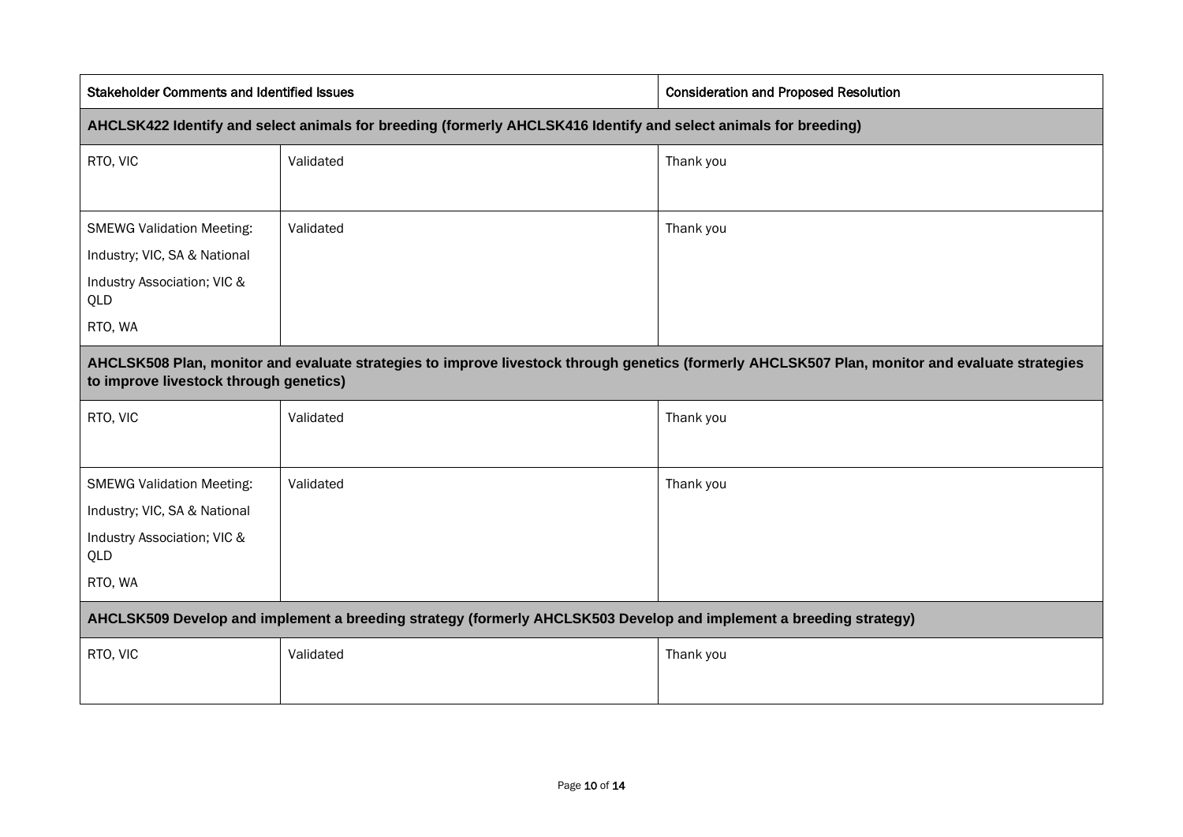| Stakeholder Comments and Identified Issues | | Consideration and Proposed Resolution |
| --- | --- | --- |
| **AHCLSK422 Identify and select animals for breeding (formerly AHCLSK416 Identify and select animals for breeding)** | | |
| RTO, VIC | Validated | Thank you |
| SMEWG Validation Meeting:<br>Industry; VIC, SA & National<br>Industry Association; VIC & QLD<br>RTO, WA | Validated | Thank you |
| **AHCLSK508 Plan, monitor and evaluate strategies to improve livestock through genetics (formerly AHCLSK507 Plan, monitor and evaluate strategies to improve livestock through genetics)** | | |
| RTO, VIC | Validated | Thank you |
| SMEWG Validation Meeting:<br>Industry; VIC, SA & National<br>Industry Association; VIC & QLD<br>RTO, WA | Validated | Thank you |
| **AHCLSK509 Develop and implement a breeding strategy (formerly AHCLSK503 Develop and implement a breeding strategy)** | | |
| RTO, VIC | Validated | Thank you |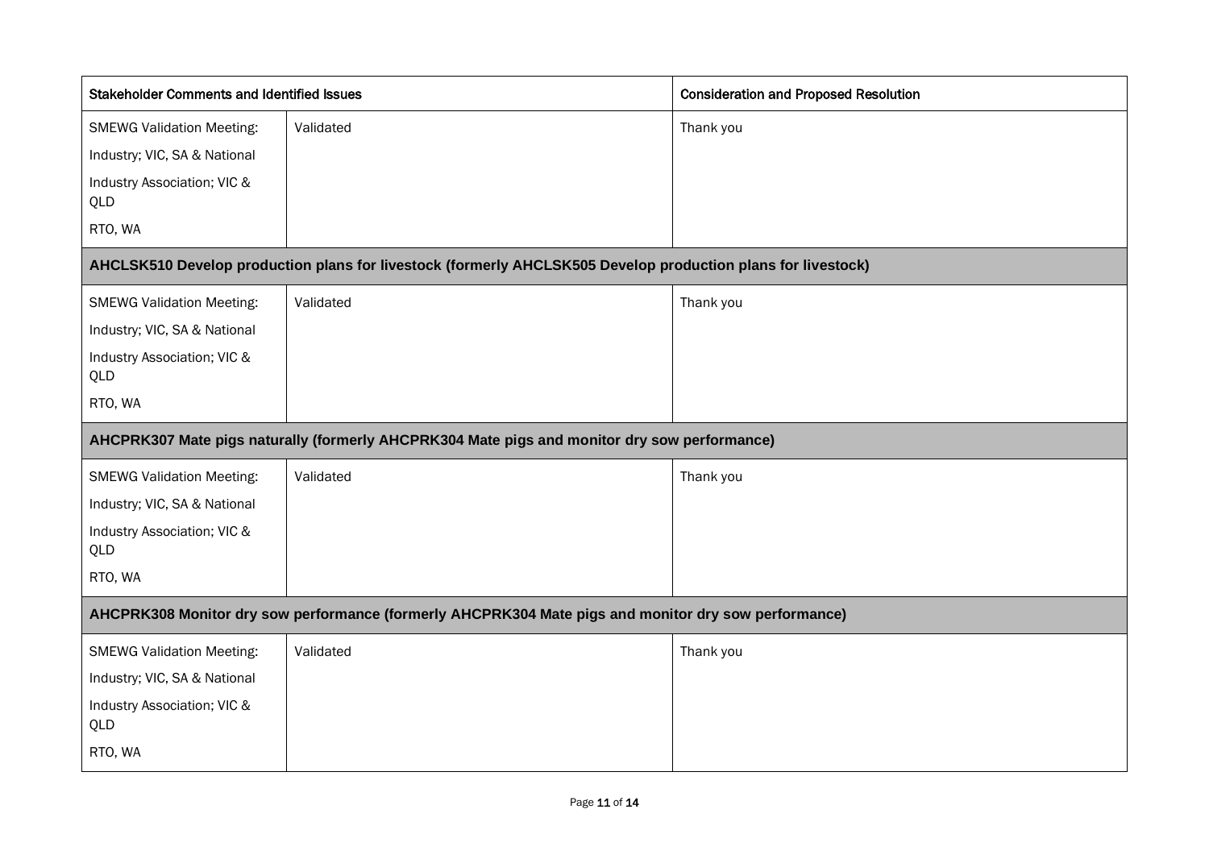| Stakeholder Comments and Identified Issues | | Consideration and Proposed Resolution |
|---|---|---|
| SMEWG Validation Meeting: Industry; VIC, SA & National Industry Association; VIC & QLD RTO, WA | Validated | Thank you |
| **AHCLSK510 Develop production plans for livestock (formerly AHCLSK505 Develop production plans for livestock)** | | |
| SMEWG Validation Meeting: Industry; VIC, SA & National Industry Association; VIC & QLD RTO, WA | Validated | Thank you |
| **AHCPRK307 Mate pigs naturally (formerly AHCPRK304 Mate pigs and monitor dry sow performance)** | | |
| SMEWG Validation Meeting: Industry; VIC, SA & National Industry Association; VIC & QLD RTO, WA | Validated | Thank you |
| **AHCPRK308 Monitor dry sow performance (formerly AHCPRK304 Mate pigs and monitor dry sow performance)** | | |
| SMEWG Validation Meeting: Industry; VIC, SA & National Industry Association; VIC & QLD RTO, WA | Validated | Thank you |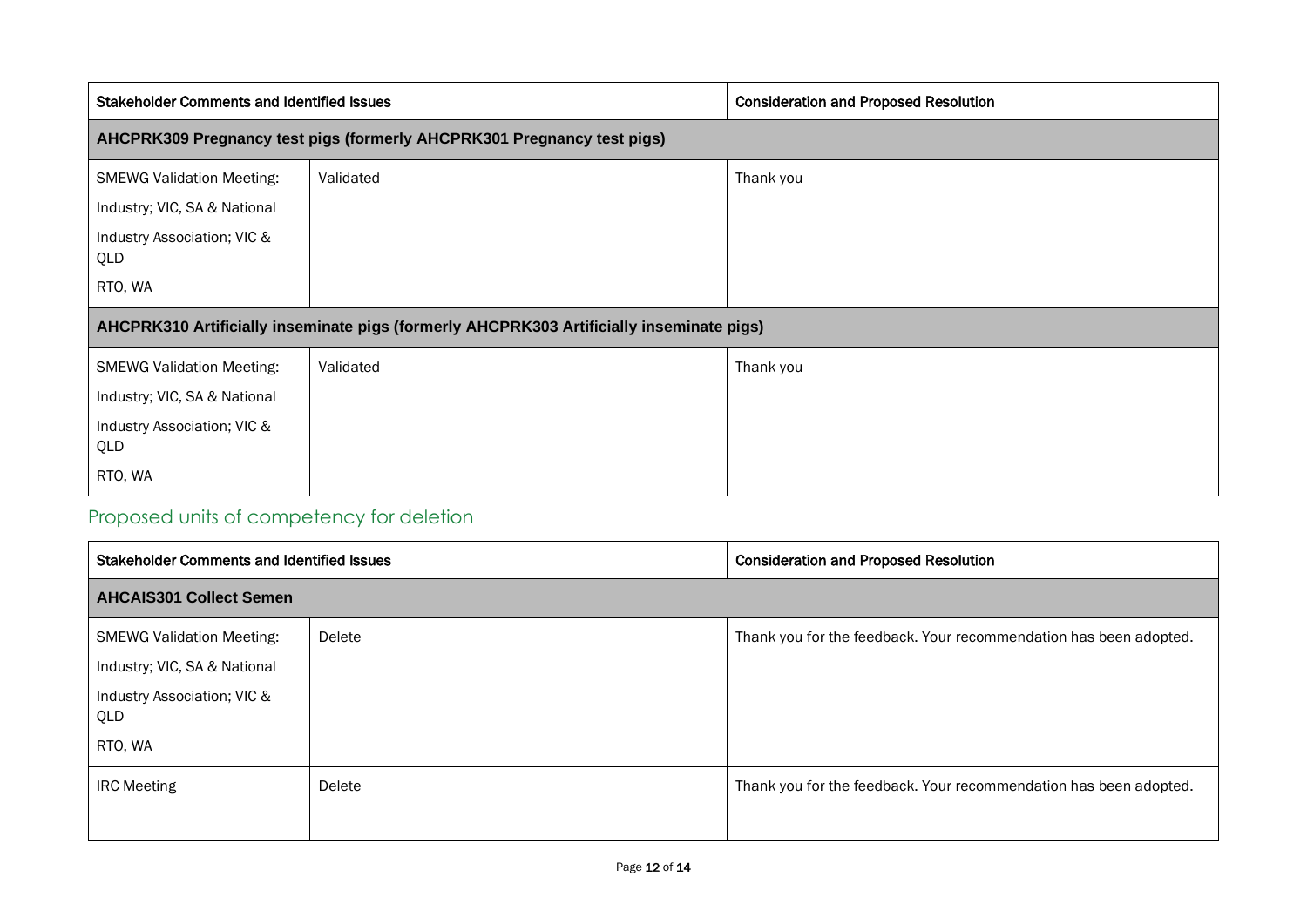| Stakeholder Comments and Identified Issues | | Consideration and Proposed Resolution |
|---|---|---|
| **AHCPRK309 Pregnancy test pigs (formerly AHCPRK301 Pregnancy test pigs)** | | |
| SMEWG Validation Meeting:<br>Industry; VIC, SA & National<br>Industry Association; VIC & QLD<br>RTO, WA | Validated | Thank you |
| **AHCPRK310 Artificially inseminate pigs (formerly AHCPRK303 Artificially inseminate pigs)** | | |
| SMEWG Validation Meeting:<br>Industry; VIC, SA & National<br>Industry Association; VIC & QLD<br>RTO, WA | Validated | Thank you |

## Proposed units of competency for deletion

| Stakeholder Comments and Identified Issues | | Consideration and Proposed Resolution |
|---|---|---|
| **AHCAIS301 Collect Semen** | | |
| SMEWG Validation Meeting:<br>Industry; VIC, SA & National<br>Industry Association; VIC & QLD<br>RTO, WA | Delete | Thank you for the feedback. Your recommendation has been adopted. |
| IRC Meeting | Delete | Thank you for the feedback. Your recommendation has been adopted. |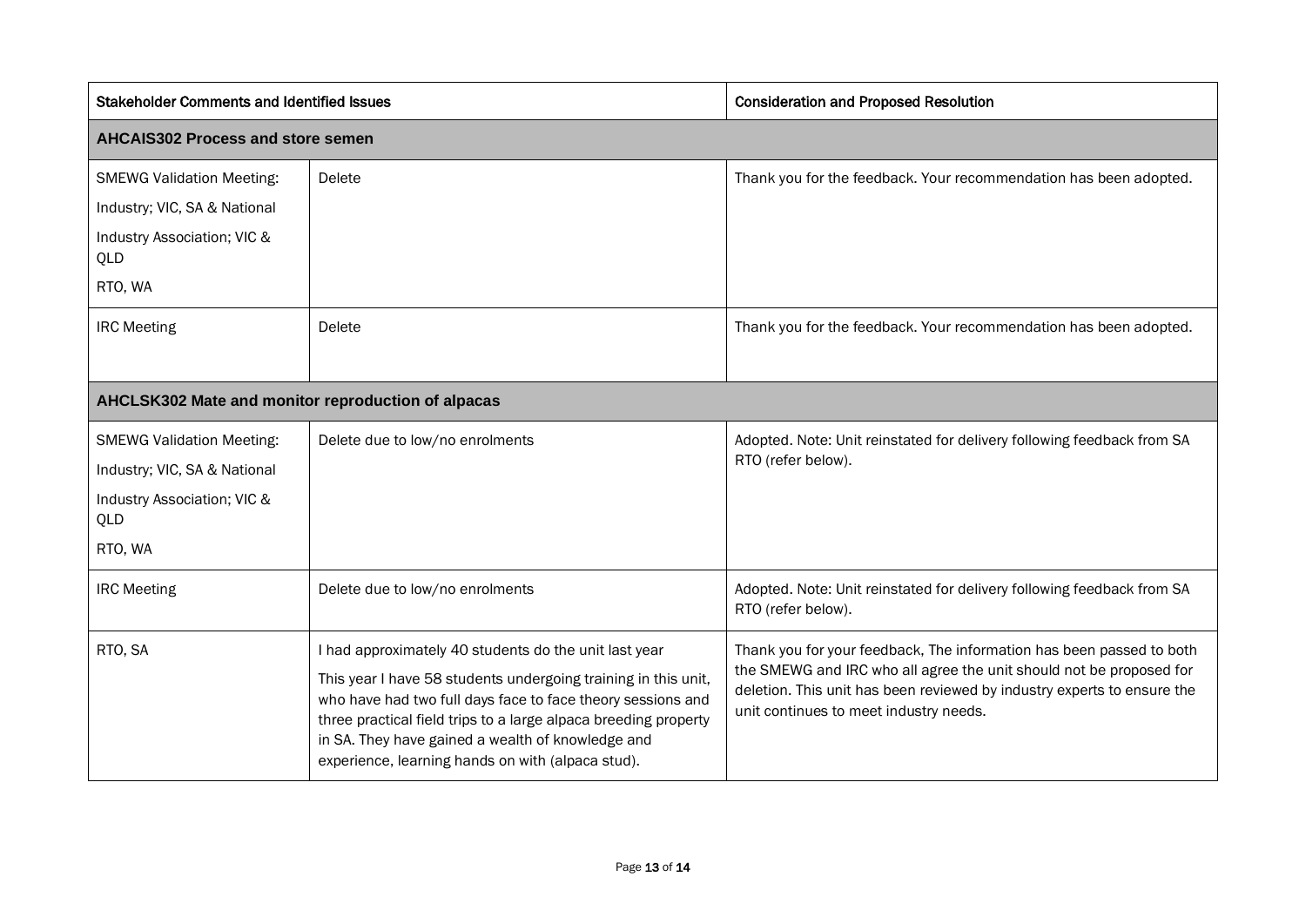| Stakeholder Comments and Identified Issues | | Consideration and Proposed Resolution |
|---|---|---|
| **AHCAIS302 Process and store semen** | | |
| SMEWG Validation Meeting: Industry; VIC, SA & National Industry Association; VIC & QLD RTO, WA | Delete | Thank you for the feedback. Your recommendation has been adopted. |
| IRC Meeting | Delete | Thank you for the feedback. Your recommendation has been adopted. |
| **AHCLSK302 Mate and monitor reproduction of alpacas** | | |
| SMEWG Validation Meeting: Industry; VIC, SA & National Industry Association; VIC & QLD RTO, WA | Delete due to low/no enrolments | Adopted. Note: Unit reinstated for delivery following feedback from SA RTO (refer below). |
| IRC Meeting | Delete due to low/no enrolments | Adopted. Note: Unit reinstated for delivery following feedback from SA RTO (refer below). |
| RTO, SA | I had approximately 40 students do the unit last year<br><br>This year I have 58 students undergoing training in this unit, who have had two full days face to face theory sessions and three practical field trips to a large alpaca breeding property in SA. They have gained a wealth of knowledge and experience, learning hands on with (alpaca stud). | Thank you for your feedback, The information has been passed to both the SMEWG and IRC who all agree the unit should not be proposed for deletion. This unit has been reviewed by industry experts to ensure the unit continues to meet industry needs. |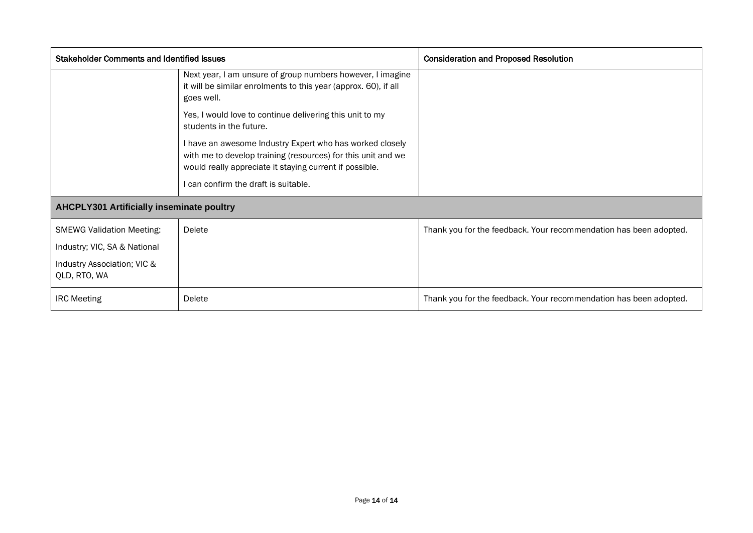| Stakeholder Comments and Identified Issues | | Consideration and Proposed Resolution |
|---|---|---|
| | Next year, I am unsure of group numbers however, I imagine it will be similar enrolments to this year (approx. 60), if all goes well.<br>Yes, I would love to continue delivering this unit to my students in the future.<br>I have an awesome Industry Expert who has worked closely with me to develop training (resources) for this unit and we would really appreciate it staying current if possible.<br>I can confirm the draft is suitable. | |
| **AHCPLY301 Artificially inseminate poultry** | | |
| SMEWG Validation Meeting:<br>Industry; VIC, SA & National<br>Industry Association; VIC & QLD, RTO, WA | Delete | Thank you for the feedback. Your recommendation has been adopted. |
| IRC Meeting | Delete | Thank you for the feedback. Your recommendation has been adopted. |